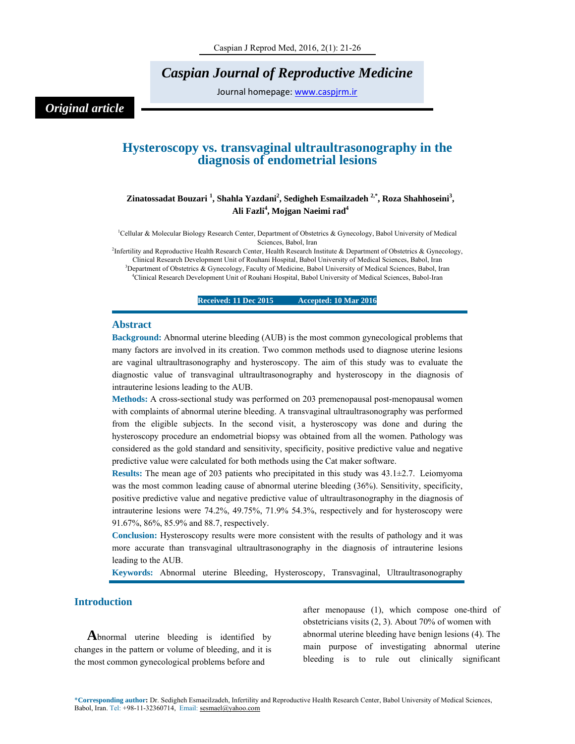*Original article*

# Hysteroscopy vs. transvaginal ultraultrasonography in the diagnosis of endometrial lesions

**Zinatossadat Bouzari [1], Shahla Yazdani[2], Sedigheh Esmailzadeh [2,*], Roza Shahhoseini[3], Ali Fazli[4], Mojgan Naeimi rad[4]**

[1]Cellular & Molecular Biology Research Center, Department of Obstetrics & Gynecology, Babol University of Medical Sciences, Babol, Iran
[2]Infertility and Reproductive Health Research Center, Health Research Institute & Department of Obstetrics & Gynecology, Clinical Research Development Unit of Rouhani Hospital, Babol University of Medical Sciences, Babol, Iran
[3]Department of Obstetrics & Gynecology, Faculty of Medicine, Babol University of Medical Sciences, Babol, Iran
[4]Clinical Research Development Unit of Rouhani Hospital, Babol University of Medical Sciences, Babol-Iran

**Received: 11 Dec 2015 Accepted: 10 Mar 2016**

## Abstract

**Background:** Abnormal uterine bleeding (AUB) is the most common gynecological problems that many factors are involved in its creation. Two common methods used to diagnose uterine lesions are vaginal ultraultrasonography and hysteroscopy. The aim of this study was to evaluate the diagnostic value of transvaginal ultraultrasonography and hysteroscopy in the diagnosis of intrauterine lesions leading to the AUB.

**Methods:** A cross-sectional study was performed on 203 premenopausal post-menopausal women with complaints of abnormal uterine bleeding. A transvaginal ultraultrasonography was performed from the eligible subjects. In the second visit, a hysteroscopy was done and during the hysteroscopy procedure an endometrial biopsy was obtained from all the women. Pathology was considered as the gold standard and sensitivity, specificity, positive predictive value and negative predictive value were calculated for both methods using the Cat maker software.

**Results:** The mean age of 203 patients who precipitated in this study was 43.1±2.7. Leiomyoma was the most common leading cause of abnormal uterine bleeding (36%). Sensitivity, specificity, positive predictive value and negative predictive value of ultraultrasonography in the diagnosis of intrauterine lesions were 74.2%, 49.75%, 71.9% 54.3%, respectively and for hysteroscopy were 91.67%, 86%, 85.9% and 88.7, respectively.

**Conclusion:** Hysteroscopy results were more consistent with the results of pathology and it was more accurate than transvaginal ultraultrasonography in the diagnosis of intrauterine lesions leading to the AUB.

**Keywords:** Abnormal uterine Bleeding, Hysteroscopy, Transvaginal, Ultraultrasonography

## Introduction

Abnormal uterine bleeding is identified by changes in the pattern or volume of bleeding, and it is the most common gynecological problems before and after menopause (1), which compose one-third of obstetricians visits (2, 3). About 70% of women with abnormal uterine bleeding have benign lesions (4). The main purpose of investigating abnormal uterine bleeding is to rule out clinically significant

*Corresponding author: Dr. Sedigheh Esmaeilzadeh, Infertility and Reproductive Health Research Center, Babol University of Medical Sciences, Babol, Iran. Tel: +98-11-32360714, Email: sesmael@yahoo.com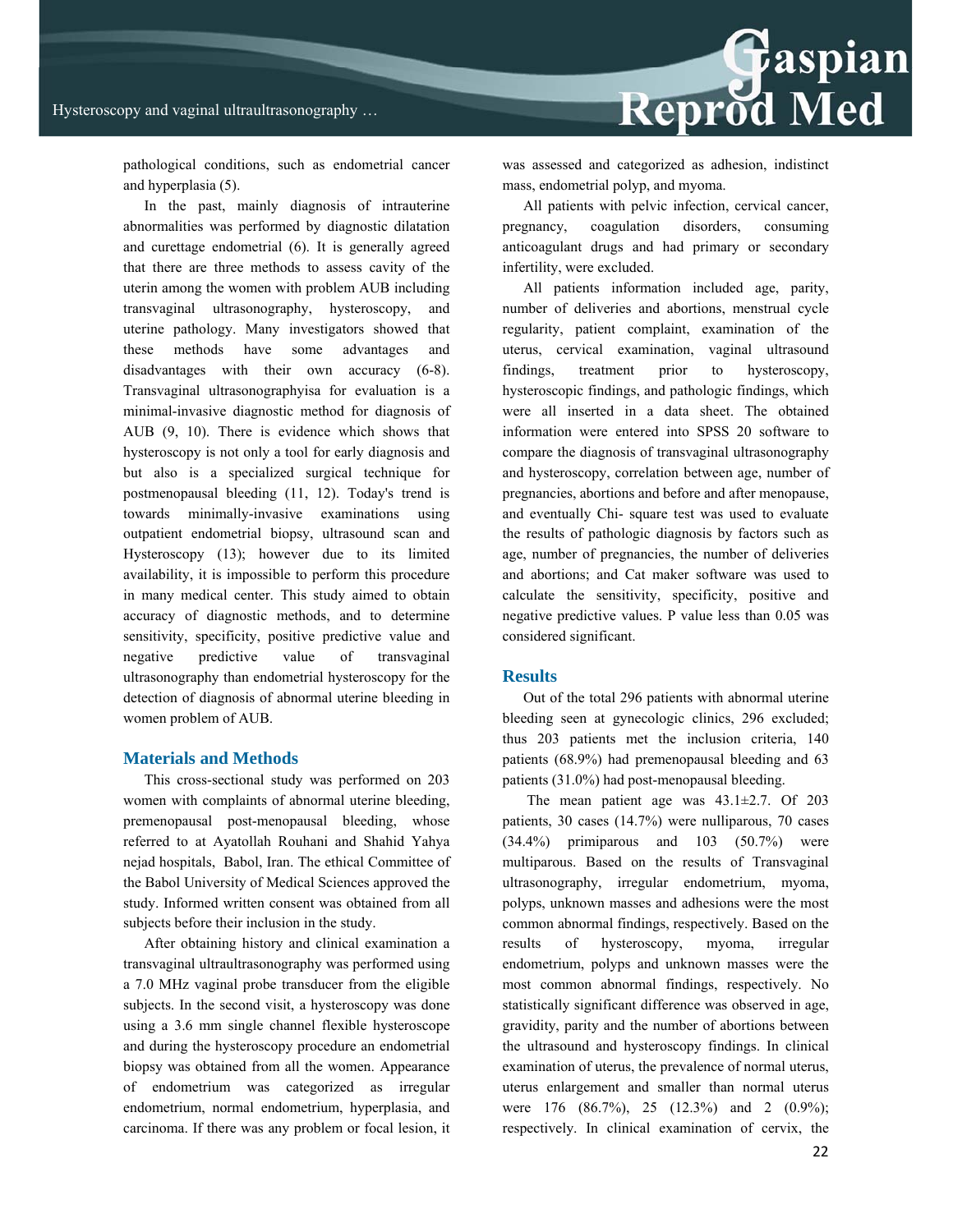pathological conditions, such as endometrial cancer and hyperplasia (5).

In the past, mainly diagnosis of intrauterine abnormalities was performed by diagnostic dilatation and curettage endometrial (6). It is generally agreed that there are three methods to assess cavity of the uterin among the women with problem AUB including transvaginal ultrasonography, hysteroscopy, and uterine pathology. Many investigators showed that these methods have some advantages and disadvantages with their own accuracy (6-8). Transvaginal ultrasonographyisa for evaluation is a minimal-invasive diagnostic method for diagnosis of AUB (9, 10). There is evidence which shows that hysteroscopy is not only a tool for early diagnosis and but also is a specialized surgical technique for postmenopausal bleeding (11, 12). Today's trend is towards minimally-invasive examinations using outpatient endometrial biopsy, ultrasound scan and Hysteroscopy (13); however due to its limited availability, it is impossible to perform this procedure in many medical center. This study aimed to obtain accuracy of diagnostic methods, and to determine sensitivity, specificity, positive predictive value and negative predictive value of transvaginal ultrasonography than endometrial hysteroscopy for the detection of diagnosis of abnormal uterine bleeding in women problem of AUB.

## Materials and Methods

This cross-sectional study was performed on 203 women with complaints of abnormal uterine bleeding, premenopausal post-menopausal bleeding, whose referred to at Ayatollah Rouhani and Shahid Yahya nejad hospitals, Babol, Iran. The ethical Committee of the Babol University of Medical Sciences approved the study. Informed written consent was obtained from all subjects before their inclusion in the study.

After obtaining history and clinical examination a transvaginal ultraultrasonography was performed using a 7.0 MHz vaginal probe transducer from the eligible subjects. In the second visit, a hysteroscopy was done using a 3.6 mm single channel flexible hysteroscope and during the hysteroscopy procedure an endometrial biopsy was obtained from all the women. Appearance of endometrium was categorized as irregular endometrium, normal endometrium, hyperplasia, and carcinoma. If there was any problem or focal lesion, it was assessed and categorized as adhesion, indistinct mass, endometrial polyp, and myoma.

All patients with pelvic infection, cervical cancer, pregnancy, coagulation disorders, consuming anticoagulant drugs and had primary or secondary infertility, were excluded.

All patients information included age, parity, number of deliveries and abortions, menstrual cycle regularity, patient complaint, examination of the uterus, cervical examination, vaginal ultrasound findings, treatment prior to hysteroscopy, hysteroscopic findings, and pathologic findings, which were all inserted in a data sheet. The obtained information were entered into SPSS 20 software to compare the diagnosis of transvaginal ultrasonography and hysteroscopy, correlation between age, number of pregnancies, abortions and before and after menopause, and eventually Chi- square test was used to evaluate the results of pathologic diagnosis by factors such as age, number of pregnancies, the number of deliveries and abortions; and Cat maker software was used to calculate the sensitivity, specificity, positive and negative predictive values. P value less than 0.05 was considered significant.

## Results

Out of the total 296 patients with abnormal uterine bleeding seen at gynecologic clinics, 296 excluded; thus 203 patients met the inclusion criteria, 140 patients (68.9%) had premenopausal bleeding and 63 patients (31.0%) had post-menopausal bleeding.

The mean patient age was 43.1±2.7. Of 203 patients, 30 cases (14.7%) were nulliparous, 70 cases (34.4%) primiparous and 103 (50.7%) were multiparous. Based on the results of Transvaginal ultrasonography, irregular endometrium, myoma, polyps, unknown masses and adhesions were the most common abnormal findings, respectively. Based on the results of hysteroscopy, myoma, irregular endometrium, polyps and unknown masses were the most common abnormal findings, respectively. No statistically significant difference was observed in age, gravidity, parity and the number of abortions between the ultrasound and hysteroscopy findings. In clinical examination of uterus, the prevalence of normal uterus, uterus enlargement and smaller than normal uterus were 176 (86.7%), 25 (12.3%) and 2 (0.9%); respectively. In clinical examination of cervix, the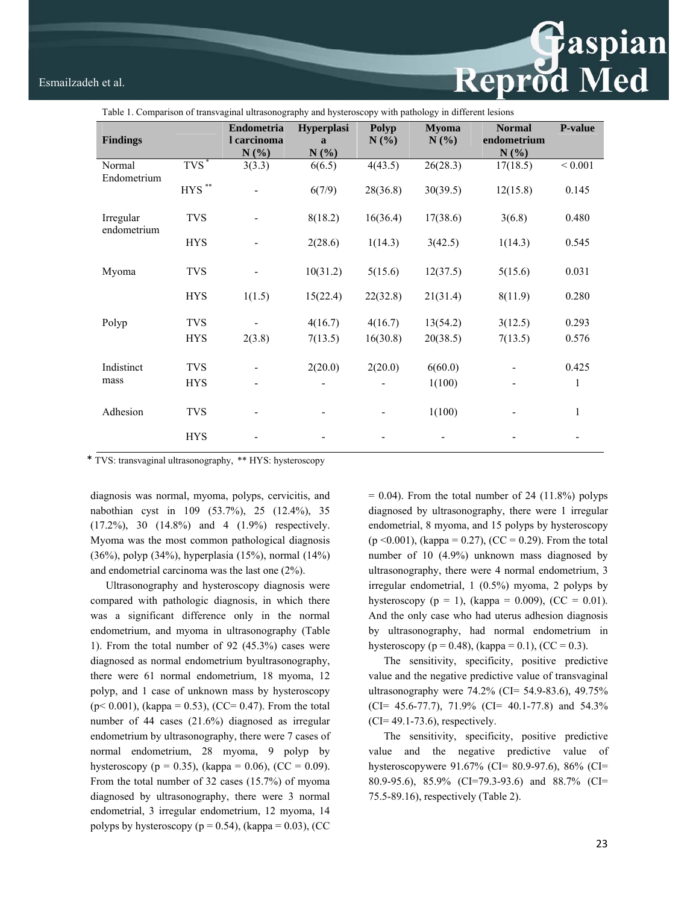Table 1. Comparison of transvaginal ultrasonography and hysteroscopy with pathology in different lesions

| Findings | | Endometrial carcinoma N (%) | Hyperplasia N (%) | Polyp N (%) | Myoma N (%) | Normal endometrium N (%) | P-value |
|---|---|---|---|---|---|---|---|
| Normal Endometrium | TVS * | 3(3.3) | 6(6.5) | 4(43.5) | 26(28.3) | 17(18.5) | < 0.001 |
| | HYS ** | - | 6(7/9) | 28(36.8) | 30(39.5) | 12(15.8) | 0.145 |
| Irregular endometrium | TVS | - | 8(18.2) | 16(36.4) | 17(38.6) | 3(6.8) | 0.480 |
| | HYS | - | 2(28.6) | 1(14.3) | 3(42.5) | 1(14.3) | 0.545 |
| Myoma | TVS | - | 10(31.2) | 5(15.6) | 12(37.5) | 5(15.6) | 0.031 |
| | HYS | 1(1.5) | 15(22.4) | 22(32.8) | 21(31.4) | 8(11.9) | 0.280 |
| Polyp | TVS | - | 4(16.7) | 4(16.7) | 13(54.2) | 3(12.5) | 0.293 |
| | HYS | 2(3.8) | 7(13.5) | 16(30.8) | 20(38.5) | 7(13.5) | 0.576 |
| Indistinct mass | TVS | - | 2(20.0) | 2(20.0) | 6(60.0) | - | 0.425 |
| | HYS | - | - | - | 1(100) | - | 1 |
| Adhesion | TVS | - | - | - | 1(100) | - | 1 |
| | HYS | - | - | - | - | - | - |

* TVS: transvaginal ultrasonography, ** HYS: hysteroscopy

diagnosis was normal, myoma, polyps, cervicitis, and nabothian cyst in 109 (53.7%), 25 (12.4%), 35 (17.2%), 30 (14.8%) and 4 (1.9%) respectively. Myoma was the most common pathological diagnosis (36%), polyp (34%), hyperplasia (15%), normal (14%) and endometrial carcinoma was the last one (2%).

Ultrasonography and hysteroscopy diagnosis were compared with pathologic diagnosis, in which there was a significant difference only in the normal endometrium, and myoma in ultrasonography (Table 1). From the total number of 92 (45.3%) cases were diagnosed as normal endometrium byultrasonography, there were 61 normal endometrium, 18 myoma, 12 polyp, and 1 case of unknown mass by hysteroscopy ($p < 0.001$), (kappa = 0.53), (CC= 0.47). From the total number of 44 cases (21.6%) diagnosed as irregular endometrium by ultrasonography, there were 7 cases of normal endometrium, 28 myoma, 9 polyp by hysteroscopy ($p = 0.35$), (kappa = 0.06), (CC = 0.09). From the total number of 32 cases (15.7%) of myoma diagnosed by ultrasonography, there were 3 normal endometrial, 3 irregular endometrium, 12 myoma, 14 polyps by hysteroscopy ($p = 0.54$), (kappa = 0.03), (CC = 0.04). From the total number of 24 (11.8%) polyps diagnosed by ultrasonography, there were 1 irregular endometrial, 8 myoma, and 15 polyps by hysteroscopy ($p < 0.001$), (kappa = 0.27), (CC = 0.29). From the total number of 10 (4.9%) unknown mass diagnosed by ultrasonography, there were 4 normal endometrium, 3 irregular endometrial, 1 (0.5%) myoma, 2 polyps by hysteroscopy ($p = 1$), (kappa = 0.009), (CC = 0.01). And the only case who had uterus adhesion diagnosis by ultrasonography, had normal endometrium in hysteroscopy ($p = 0.48$), (kappa = 0.1), (CC = 0.3).

The sensitivity, specificity, positive predictive value and the negative predictive value of transvaginal ultrasonography were 74.2% (CI= 54.9-83.6), 49.75% (CI= 45.6-77.7), 71.9% (CI= 40.1-77.8) and 54.3% (CI= 49.1-73.6), respectively.

The sensitivity, specificity, positive predictive value and the negative predictive value of hysteroscopywere 91.67% (CI= 80.9-97.6), 86% (CI= 80.9-95.6), 85.9% (CI=79.3-93.6) and 88.7% (CI= 75.5-89.16), respectively (Table 2).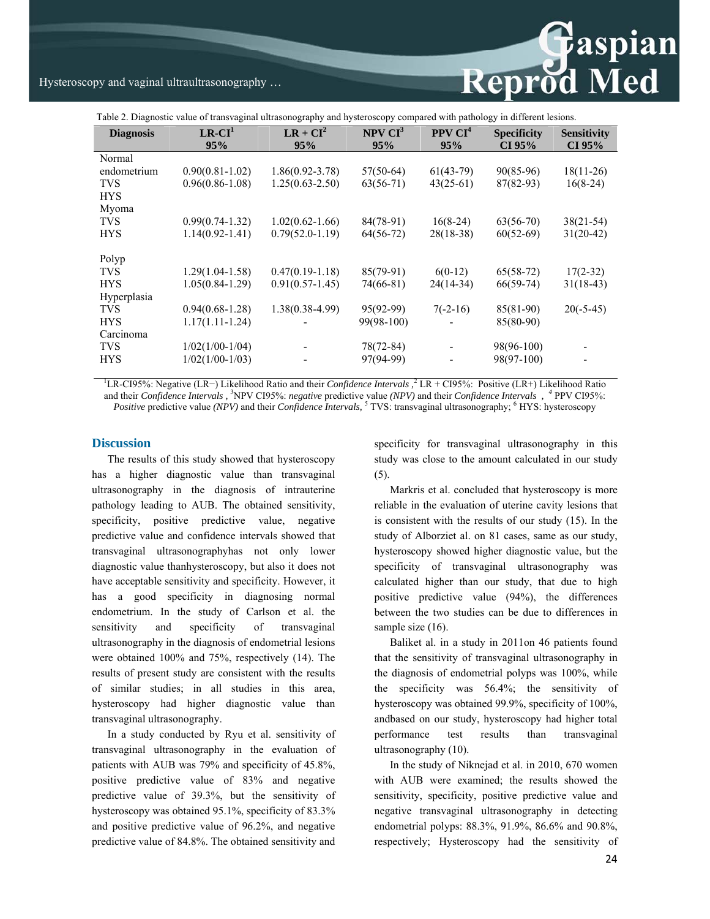Table 2. Diagnostic value of transvaginal ultrasonography and hysteroscopy compared with pathology in different lesions.

| Diagnosis | LR-CI[1] 95% | LR + CI[2] 95% | NPV CI[3] 95% | PPV CI[4] 95% | Specificity CI 95% | Sensitivity CI 95% |
|---|---|---|---|---|---|---|
| Normal endometrium | | | | | | |
| TVS | 0.90(0.81-1.02) | 1.86(0.92-3.78) | 57(50-64) | 61(43-79) | 90(85-96) | 18(11-26) |
| HYS | 0.96(0.86-1.08) | 1.25(0.63-2.50) | 63(56-71) | 43(25-61) | 87(82-93) | 16(8-24) |
| Myoma | | | | | | |
| TVS | 0.99(0.74-1.32) | 1.02(0.62-1.66) | 84(78-91) | 16(8-24) | 63(56-70) | 38(21-54) |
| HYS | 1.14(0.92-1.41) | 0.79(52.0-1.19) | 64(56-72) | 28(18-38) | 60(52-69) | 31(20-42) |
| Polyp | | | | | | |
| TVS | 1.29(1.04-1.58) | 0.47(0.19-1.18) | 85(79-91) | 6(0-12) | 65(58-72) | 17(2-32) |
| HYS | 1.05(0.84-1.29) | 0.91(0.57-1.45) | 74(66-81) | 24(14-34) | 66(59-74) | 31(18-43) |
| Hyperplasia | | | | | | |
| TVS | 0.94(0.68-1.28) | 1.38(0.38-4.99) | 95(92-99) | 7(-2-16) | 85(81-90) | 20(-5-45) |
| HYS | 1.17(1.11-1.24) | - | 99(98-100) | - | 85(80-90) | |
| Carcinoma | | | | | | |
| TVS | 1/02(1/00-1/04) | - | 78(72-84) | - | 98(96-100) | - |
| HYS | 1/02(1/00-1/03) | - | 97(94-99) | - | 98(97-100) | - |

[1]LR-CI95%: Negative (LR−) Likelihood Ratio and their *Confidence Intervals* ,[2] LR + CI95%: Positive (LR+) Likelihood Ratio and their *Confidence Intervals* , [3]NPV CI95%: *negative* predictive value *(NPV)* and their *Confidence Intervals* , [4] PPV CI95%: *Positive* predictive value *(NPV)* and their *Confidence Intervals,* [5] TVS: transvaginal ultrasonography; [6] HYS: hysteroscopy

## Discussion

The results of this study showed that hysteroscopy has a higher diagnostic value than transvaginal ultrasonography in the diagnosis of intrauterine pathology leading to AUB. The obtained sensitivity, specificity, positive predictive value, negative predictive value and confidence intervals showed that transvaginal ultrasonographyhas not only lower diagnostic value thanhysteroscopy, but also it does not have acceptable sensitivity and specificity. However, it has a good specificity in diagnosing normal endometrium. In the study of Carlson et al. the sensitivity and specificity of transvaginal ultrasonography in the diagnosis of endometrial lesions were obtained 100% and 75%, respectively (14). The results of present study are consistent with the results of similar studies; in all studies in this area, hysteroscopy had higher diagnostic value than transvaginal ultrasonography.

In a study conducted by Ryu et al. sensitivity of transvaginal ultrasonography in the evaluation of patients with AUB was 79% and specificity of 45.8%, positive predictive value of 83% and negative predictive value of 39.3%, but the sensitivity of hysteroscopy was obtained 95.1%, specificity of 83.3% and positive predictive value of 96.2%, and negative predictive value of 84.8%. The obtained sensitivity and specificity for transvaginal ultrasonography in this study was close to the amount calculated in our study (5).

Markris et al. concluded that hysteroscopy is more reliable in the evaluation of uterine cavity lesions that is consistent with the results of our study (15). In the study of Alborziet al. on 81 cases, same as our study, hysteroscopy showed higher diagnostic value, but the specificity of transvaginal ultrasonography was calculated higher than our study, that due to high positive predictive value (94%), the differences between the two studies can be due to differences in sample size (16).

Baliket al. in a study in 2011on 46 patients found that the sensitivity of transvaginal ultrasonography in the diagnosis of endometrial polyps was 100%, while the specificity was 56.4%; the sensitivity of hysteroscopy was obtained 99.9%, specificity of 100%, andbased on our study, hysteroscopy had higher total performance test results than transvaginal ultrasonography (10).

In the study of Niknejad et al. in 2010, 670 women with AUB were examined; the results showed the sensitivity, specificity, positive predictive value and negative transvaginal ultrasonography in detecting endometrial polyps: 88.3%, 91.9%, 86.6% and 90.8%, respectively; Hysteroscopy had the sensitivity of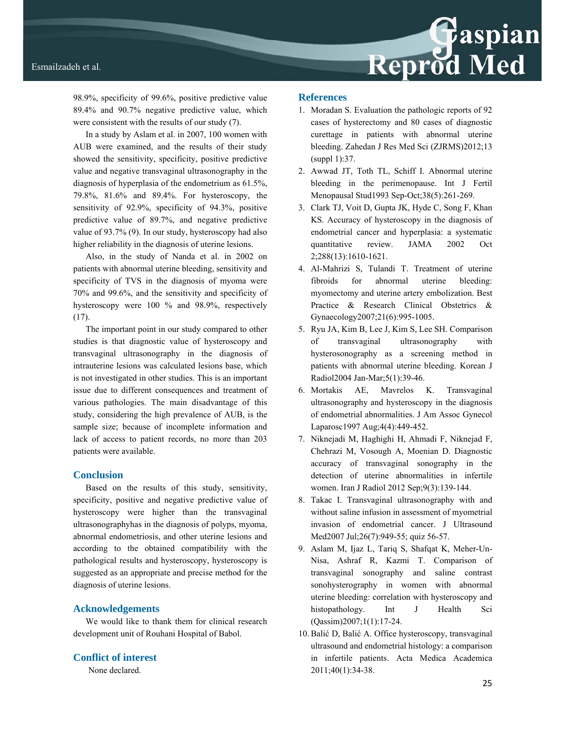98.9%, specificity of 99.6%, positive predictive value 89.4% and 90.7% negative predictive value, which were consistent with the results of our study (7).

In a study by Aslam et al. in 2007, 100 women with AUB were examined, and the results of their study showed the sensitivity, specificity, positive predictive value and negative transvaginal ultrasonography in the diagnosis of hyperplasia of the endometrium as 61.5%, 79.8%, 81.6% and 89.4%. For hysteroscopy, the sensitivity of 92.9%, specificity of 94.3%, positive predictive value of 89.7%, and negative predictive value of 93.7% (9). In our study, hysteroscopy had also higher reliability in the diagnosis of uterine lesions.

Also, in the study of Nanda et al. in 2002 on patients with abnormal uterine bleeding, sensitivity and specificity of TVS in the diagnosis of myoma were 70% and 99.6%, and the sensitivity and specificity of hysteroscopy were 100 % and 98.9%, respectively (17).

The important point in our study compared to other studies is that diagnostic value of hysteroscopy and transvaginal ultrasonography in the diagnosis of intrauterine lesions was calculated lesions base, which is not investigated in other studies. This is an important issue due to different consequences and treatment of various pathologies. The main disadvantage of this study, considering the high prevalence of AUB, is the sample size; because of incomplete information and lack of access to patient records, no more than 203 patients were available.

## Conclusion

Based on the results of this study, sensitivity, specificity, positive and negative predictive value of hysteroscopy were higher than the transvaginal ultrasonographyhas in the diagnosis of polyps, myoma, abnormal endometriosis, and other uterine lesions and according to the obtained compatibility with the pathological results and hysteroscopy, hysteroscopy is suggested as an appropriate and precise method for the diagnosis of uterine lesions.

## Acknowledgements

We would like to thank them for clinical research development unit of Rouhani Hospital of Babol.

## Conflict of interest

None declared.

## References

1. Moradan S. Evaluation the pathologic reports of 92 cases of hysterectomy and 80 cases of diagnostic curettage in patients with abnormal uterine bleeding. Zahedan J Res Med Sci (ZJRMS)2012;13 (suppl 1):37.
2. Awwad JT, Toth TL, Schiff I. Abnormal uterine bleeding in the perimenopause. Int J Fertil Menopausal Stud1993 Sep-Oct;38(5):261-269.
3. Clark TJ, Voit D, Gupta JK, Hyde C, Song F, Khan KS. Accuracy of hysteroscopy in the diagnosis of endometrial cancer and hyperplasia: a systematic quantitative review. JAMA 2002 Oct 2;288(13):1610-1621.
4. Al-Mahrizi S, Tulandi T. Treatment of uterine fibroids for abnormal uterine bleeding: myomectomy and uterine artery embolization. Best Practice & Research Clinical Obstetrics & Gynaecology2007;21(6):995-1005.
5. Ryu JA, Kim B, Lee J, Kim S, Lee SH. Comparison of transvaginal ultrasonography with hysterosonography as a screening method in patients with abnormal uterine bleeding. Korean J Radiol2004 Jan-Mar;5(1):39-46.
6. Mortakis AE, Mavrelos K. Transvaginal ultrasonography and hysteroscopy in the diagnosis of endometrial abnormalities. J Am Assoc Gynecol Laparosc1997 Aug;4(4):449-452.
7. Niknejadi M, Haghighi H, Ahmadi F, Niknejad F, Chehrazi M, Vosough A, Moenian D. Diagnostic accuracy of transvaginal sonography in the detection of uterine abnormalities in infertile women. Iran J Radiol 2012 Sep;9(3):139-144.
8. Takac I. Transvaginal ultrasonography with and without saline infusion in assessment of myometrial invasion of endometrial cancer. J Ultrasound Med2007 Jul;26(7):949-55; quiz 56-57.
9. Aslam M, Ijaz L, Tariq S, Shafqat K, Meher-Un-Nisa, Ashraf R, Kazmi T. Comparison of transvaginal sonography and saline contrast sonohysterography in women with abnormal uterine bleeding: correlation with hysteroscopy and histopathology. Int J Health Sci (Qassim)2007;1(1):17-24.
10. Balić D, Balić A. Office hysteroscopy, transvaginal ultrasound and endometrial histology: a comparison in infertile patients. Acta Medica Academica 2011;40(1):34-38.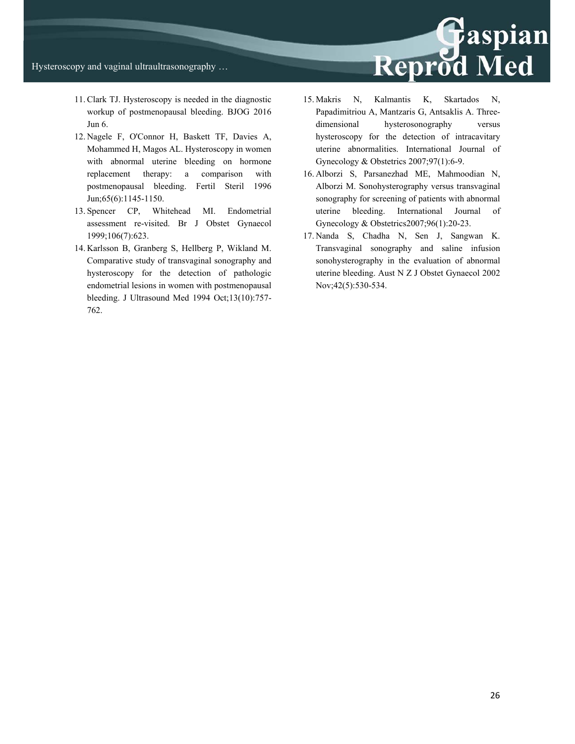11. Clark TJ. Hysteroscopy is needed in the diagnostic workup of postmenopausal bleeding. BJOG 2016 Jun 6.
12. Nagele F, O'Connor H, Baskett TF, Davies A, Mohammed H, Magos AL. Hysteroscopy in women with abnormal uterine bleeding on hormone replacement therapy: a comparison with postmenopausal bleeding. Fertil Steril 1996 Jun;65(6):1145-1150.
13. Spencer CP, Whitehead MI. Endometrial assessment re-visited. Br J Obstet Gynaecol 1999;106(7):623.
14. Karlsson B, Granberg S, Hellberg P, Wikland M. Comparative study of transvaginal sonography and hysteroscopy for the detection of pathologic endometrial lesions in women with postmenopausal bleeding. J Ultrasound Med 1994 Oct;13(10):757-762.
15. Makris N, Kalmantis K, Skartados N, Papadimitriou A, Mantzaris G, Antsaklis A. Three-dimensional hysterosonography versus hysteroscopy for the detection of intracavitary uterine abnormalities. International Journal of Gynecology & Obstetrics 2007;97(1):6-9.
16. Alborzi S, Parsanezhad ME, Mahmoodian N, Alborzi M. Sonohysterography versus transvaginal sonography for screening of patients with abnormal uterine bleeding. International Journal of Gynecology & Obstetrics2007;96(1):20-23.
17. Nanda S, Chadha N, Sen J, Sangwan K. Transvaginal sonography and saline infusion sonohysterography in the evaluation of abnormal uterine bleeding. Aust N Z J Obstet Gynaecol 2002 Nov;42(5):530-534.